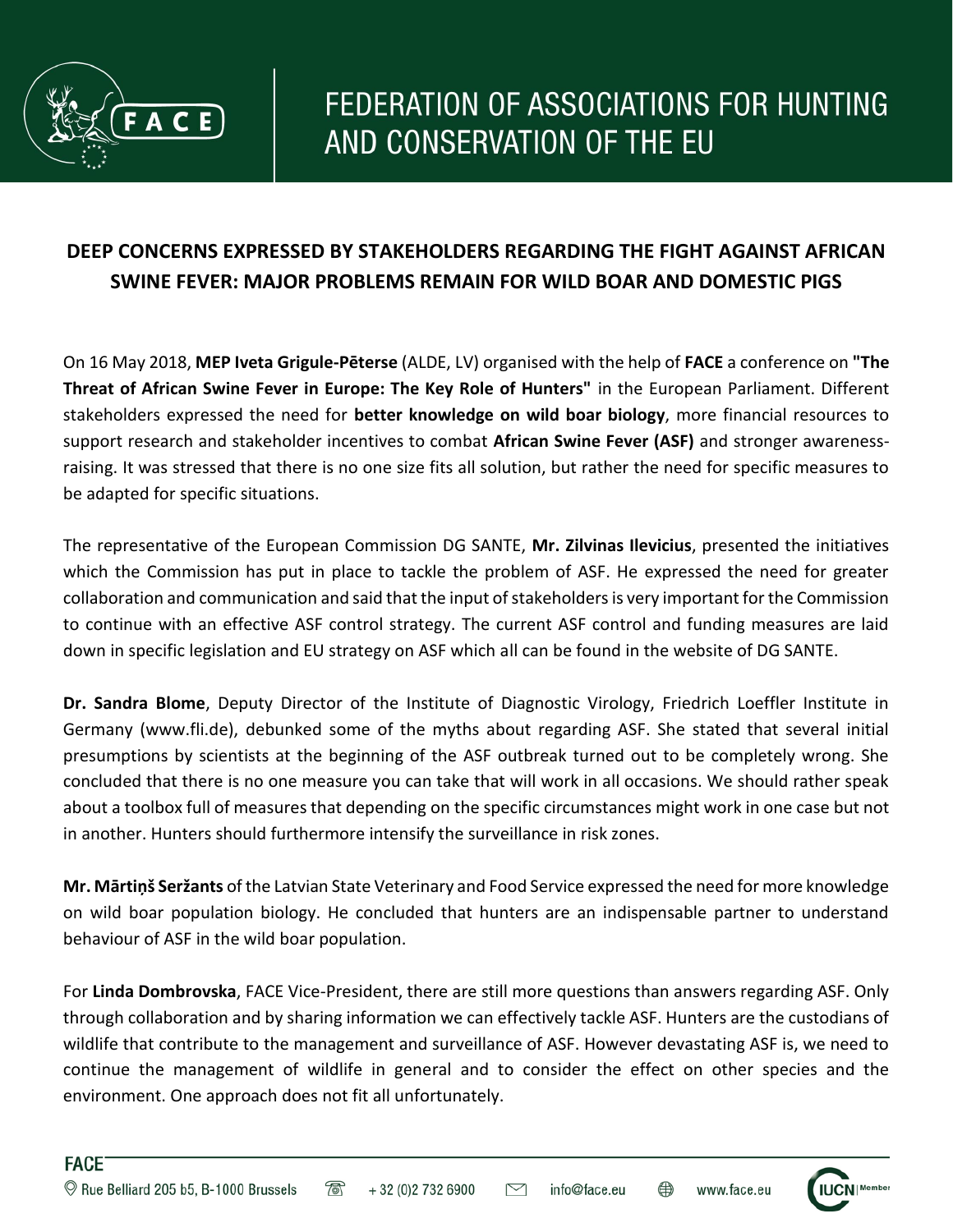# FEDERATION OF ASSOCIATIONS FOR HUNTING AND CONSERVATION OF THE EU

## DEEP CONCERNS EXPRESSED BY STAKEHOLDERS REGARDING THE FIGHT AGAINST AFRICAN SWINE FEVER: MAJOR PROBLEMS REMAIN FOR WILD BOAR AND DOMESTIC PIGS

On 16 May 2018, **MEP Iveta Grigule-Pēterse** (ALDE, LV) organised with the help of **FACE** a conference on **"The Threat of African Swine Fever in Europe: The Key Role of Hunters"** in the European Parliament. Different stakeholders expressed the need for **better knowledge on wild boar biology**, more financial resources to support research and stakeholder incentives to combat **African Swine Fever (ASF)** and stronger awareness-raising. It was stressed that there is no one size fits all solution, but rather the need for specific measures to be adapted for specific situations.

The representative of the European Commission DG SANTE, **Mr. Zilvinas Ilevicius**, presented the initiatives which the Commission has put in place to tackle the problem of ASF. He expressed the need for greater collaboration and communication and said that the input of stakeholders is very important for the Commission to continue with an effective ASF control strategy. The current ASF control and funding measures are laid down in specific legislation and EU strategy on ASF which all can be found in the website of DG SANTE.

**Dr. Sandra Blome**, Deputy Director of the Institute of Diagnostic Virology, Friedrich Loeffler Institute in Germany (www.fli.de), debunked some of the myths about regarding ASF. She stated that several initial presumptions by scientists at the beginning of the ASF outbreak turned out to be completely wrong. She concluded that there is no one measure you can take that will work in all occasions. We should rather speak about a toolbox full of measures that depending on the specific circumstances might work in one case but not in another. Hunters should furthermore intensify the surveillance in risk zones.

**Mr. Mārtiņš Seržants** of the Latvian State Veterinary and Food Service expressed the need for more knowledge on wild boar population biology. He concluded that hunters are an indispensable partner to understand behaviour of ASF in the wild boar population.

For **Linda Dombrovska**, FACE Vice-President, there are still more questions than answers regarding ASF. Only through collaboration and by sharing information we can effectively tackle ASF. Hunters are the custodians of wildlife that contribute to the management and surveillance of ASF. However devastating ASF is, we need to continue the management of wildlife in general and to consider the effect on other species and the environment. One approach does not fit all unfortunately.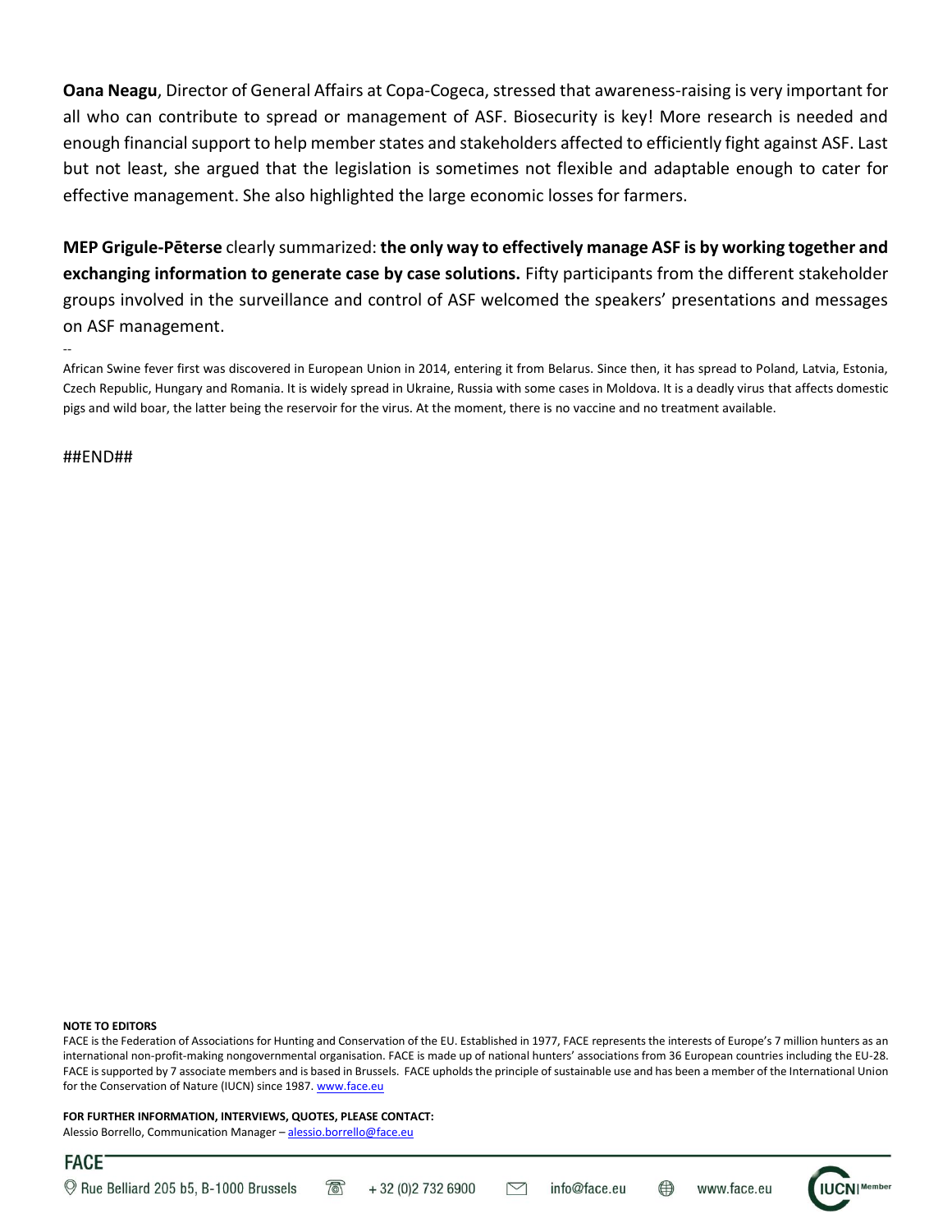**Oana Neagu**, Director of General Affairs at Copa-Cogeca, stressed that awareness-raising is very important for all who can contribute to spread or management of ASF. Biosecurity is key! More research is needed and enough financial support to help member states and stakeholders affected to efficiently fight against ASF. Last but not least, she argued that the legislation is sometimes not flexible and adaptable enough to cater for effective management. She also highlighted the large economic losses for farmers.

**MEP Grigule-Pēterse** clearly summarized: **the only way to effectively manage ASF is by working together and exchanging information to generate case by case solutions.** Fifty participants from the different stakeholder groups involved in the surveillance and control of ASF welcomed the speakers' presentations and messages on ASF management.

--

African Swine fever first was discovered in European Union in 2014, entering it from Belarus. Since then, it has spread to Poland, Latvia, Estonia, Czech Republic, Hungary and Romania. It is widely spread in Ukraine, Russia with some cases in Moldova. It is a deadly virus that affects domestic pigs and wild boar, the latter being the reservoir for the virus. At the moment, there is no vaccine and no treatment available.

##END##

**NOTE TO EDITORS**

FACE is the Federation of Associations for Hunting and Conservation of the EU. Established in 1977, FACE represents the interests of Europe's 7 million hunters as an international non-profit-making nongovernmental organisation. FACE is made up of national hunters' associations from 36 European countries including the EU-28. FACE is supported by 7 associate members and is based in Brussels. FACE upholds the principle of sustainable use and has been a member of the International Union for the Conservation of Nature (IUCN) since 1987. www.face.eu

**FOR FURTHER INFORMATION, INTERVIEWS, QUOTES, PLEASE CONTACT:**

Alessio Borrello, Communication Manager – alessio.borrello@face.eu

FACE

Rue Belliard 205 b5, B-1000 Brussels + 32 (0)2 732 6900 info@face.eu www.face.eu

IUCN Member